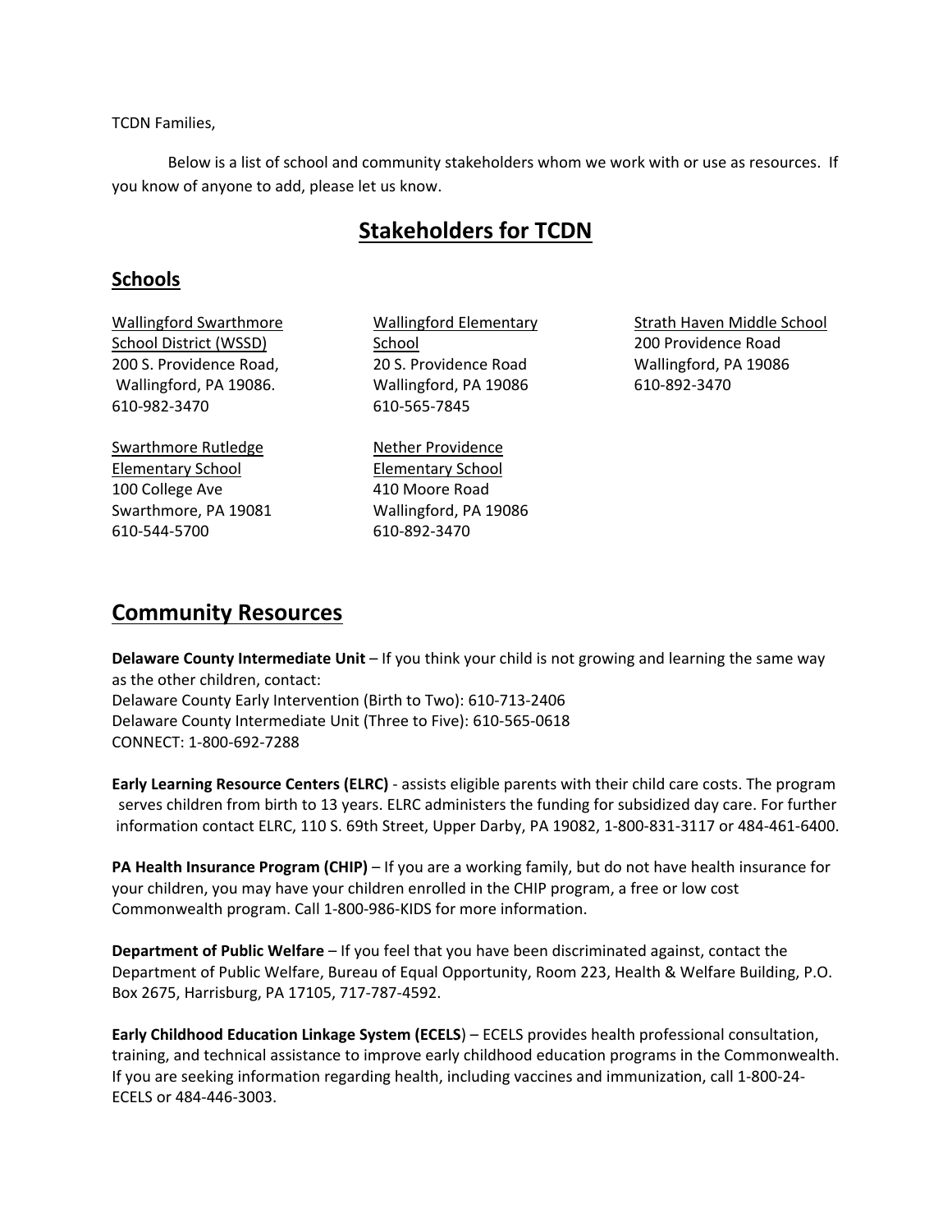TCDN Families,

Below is a list of school and community stakeholders whom we work with or use as resources. If you know of anyone to add, please let us know.

# Stakeholders for TCDN

## Schools

Wallingford Swarthmore School District (WSSD)
200 S. Providence Road,
Wallingford, PA 19086.
610-982-3470

Wallingford Elementary School
20 S. Providence Road
Wallingford, PA 19086
610-565-7845

Strath Haven Middle School
200 Providence Road
Wallingford, PA 19086
610-892-3470

Swarthmore Rutledge Elementary School
100 College Ave
Swarthmore, PA 19081
610-544-5700

Nether Providence Elementary School
410 Moore Road
Wallingford, PA 19086
610-892-3470

# Community Resources

**Delaware County Intermediate Unit** – If you think your child is not growing and learning the same way as the other children, contact:
Delaware County Early Intervention (Birth to Two): 610-713-2406
Delaware County Intermediate Unit (Three to Five): 610-565-0618
CONNECT: 1-800-692-7288

**Early Learning Resource Centers (ELRC)** - assists eligible parents with their child care costs. The program serves children from birth to 13 years. ELRC administers the funding for subsidized day care. For further information contact ELRC, 110 S. 69th Street, Upper Darby, PA 19082, 1-800-831-3117 or 484-461-6400.

**PA Health Insurance Program (CHIP)** – If you are a working family, but do not have health insurance for your children, you may have your children enrolled in the CHIP program, a free or low cost Commonwealth program. Call 1-800-986-KIDS for more information.

**Department of Public Welfare** – If you feel that you have been discriminated against, contact the Department of Public Welfare, Bureau of Equal Opportunity, Room 223, Health & Welfare Building, P.O. Box 2675, Harrisburg, PA 17105, 717-787-4592.

**Early Childhood Education Linkage System (ECELS**) – ECELS provides health professional consultation, training, and technical assistance to improve early childhood education programs in the Commonwealth. If you are seeking information regarding health, including vaccines and immunization, call 1-800-24-ECELS or 484-446-3003.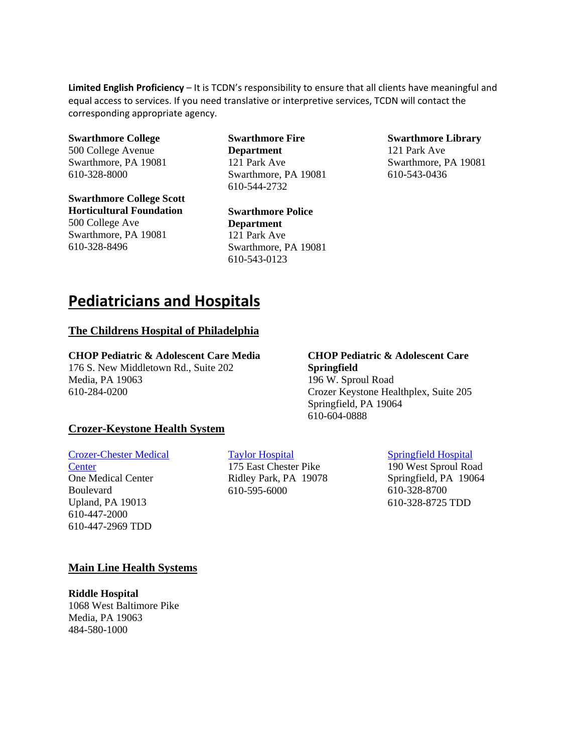**Limited English Proficiency** – It is TCDN's responsibility to ensure that all clients have meaningful and equal access to services. If you need translative or interpretive services, TCDN will contact the corresponding appropriate agency.

**Swarthmore College**
500 College Avenue
Swarthmore, PA 19081
610-328-8000

**Swarthmore College Scott Horticultural Foundation**
500 College Ave
Swarthmore, PA 19081
610-328-8496

**Swarthmore Fire Department**
121 Park Ave
Swarthmore, PA 19081
610-544-2732

**Swarthmore Police Department**
121 Park Ave
Swarthmore, PA 19081
610-543-0123

**Swarthmore Library**
121 Park Ave
Swarthmore, PA 19081
610-543-0436

# Pediatricians and Hospitals

## The Childrens Hospital of Philadelphia

**CHOP Pediatric & Adolescent Care Media**
176 S. New Middletown Rd., Suite 202
Media, PA 19063
610-284-0200

**CHOP Pediatric & Adolescent Care Springfield**
196 W. Sproul Road
Crozer Keystone Healthplex, Suite 205
Springfield, PA 19064
610-604-0888

## Crozer-Keystone Health System

Crozer-Chester Medical Center
One Medical Center Boulevard
Upland, PA 19013
610-447-2000
610-447-2969 TDD

Taylor Hospital
175 East Chester Pike
Ridley Park, PA 19078
610-595-6000

Springfield Hospital
190 West Sproul Road
Springfield, PA 19064
610-328-8700
610-328-8725 TDD

## Main Line Health Systems

**Riddle Hospital**
1068 West Baltimore Pike
Media, PA 19063
484-580-1000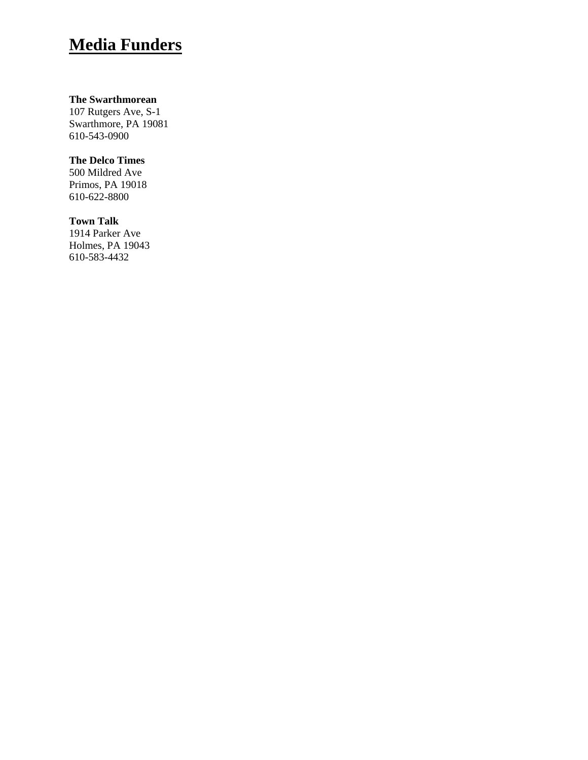# <u>Media Funders</u>

**The Swarthmorean**
107 Rutgers Ave, S-1
Swarthmore, PA 19081
610-543-0900

**The Delco Times**
500 Mildred Ave
Primos, PA 19018
610-622-8800

**Town Talk**
1914 Parker Ave
Holmes, PA 19043
610-583-4432